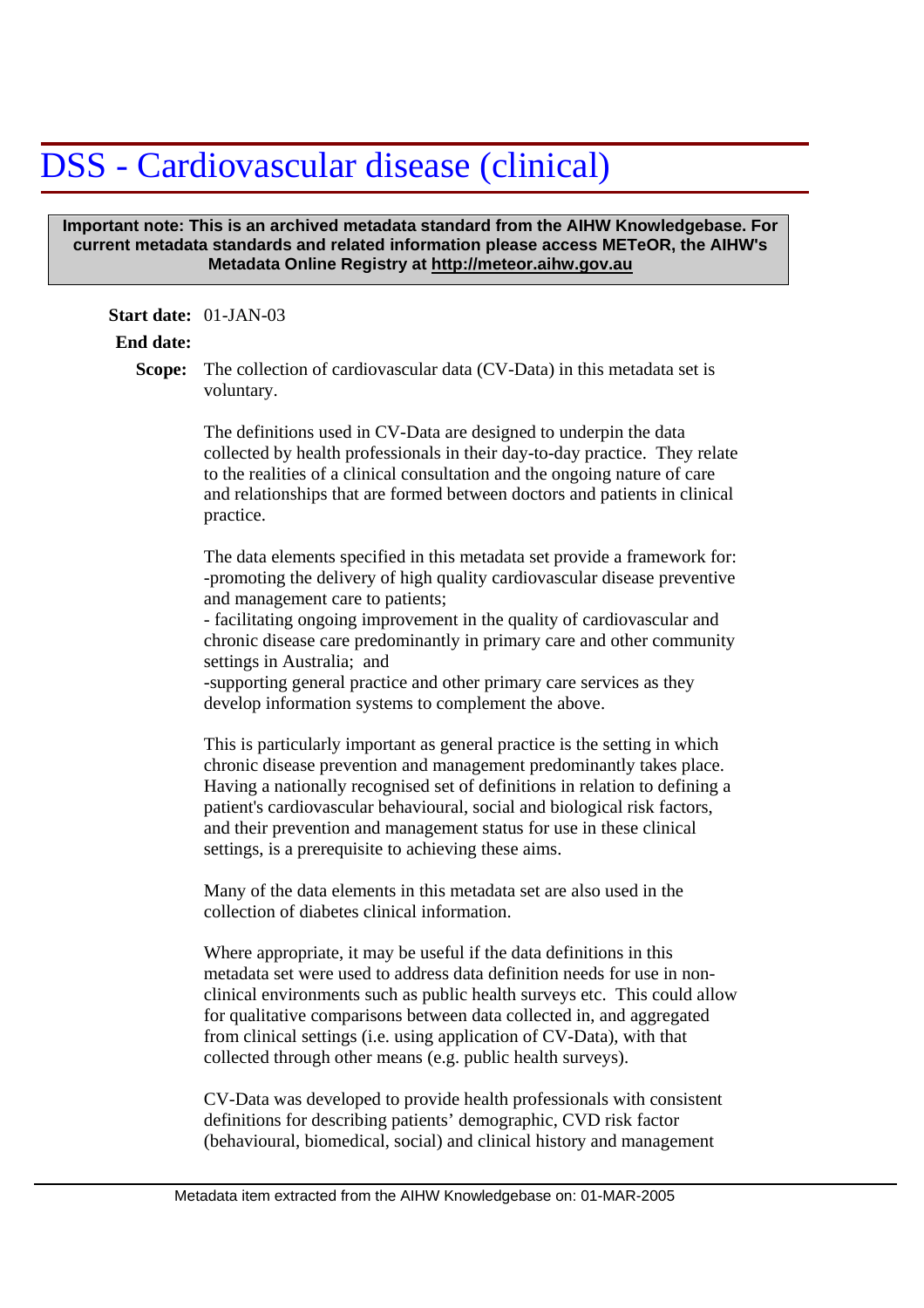# DSS - Cardiovascular disease (clinical)

**Important note: This is an archived metadata standard from the AIHW Knowledgebase. For current metadata standards and related information please access METeOR, the AIHW's Metadata Online Registry at http://meteor.aihw.gov.au**

**Start date:** 01-JAN-03

**End date:**

**Scope:** The collection of cardiovascular data (CV-Data) in this metadata set is voluntary.

The definitions used in CV-Data are designed to underpin the data collected by health professionals in their day-to-day practice. They relate to the realities of a clinical consultation and the ongoing nature of care and relationships that are formed between doctors and patients in clinical practice.

The data elements specified in this metadata set provide a framework for:
-promoting the delivery of high quality cardiovascular disease preventive and management care to patients;
- facilitating ongoing improvement in the quality of cardiovascular and chronic disease care predominantly in primary care and other community settings in Australia; and
-supporting general practice and other primary care services as they develop information systems to complement the above.

This is particularly important as general practice is the setting in which chronic disease prevention and management predominantly takes place. Having a nationally recognised set of definitions in relation to defining a patient's cardiovascular behavioural, social and biological risk factors, and their prevention and management status for use in these clinical settings, is a prerequisite to achieving these aims.

Many of the data elements in this metadata set are also used in the collection of diabetes clinical information.

Where appropriate, it may be useful if the data definitions in this metadata set were used to address data definition needs for use in non-clinical environments such as public health surveys etc. This could allow for qualitative comparisons between data collected in, and aggregated from clinical settings (i.e. using application of CV-Data), with that collected through other means (e.g. public health surveys).

CV-Data was developed to provide health professionals with consistent definitions for describing patients' demographic, CVD risk factor (behavioural, biomedical, social) and clinical history and management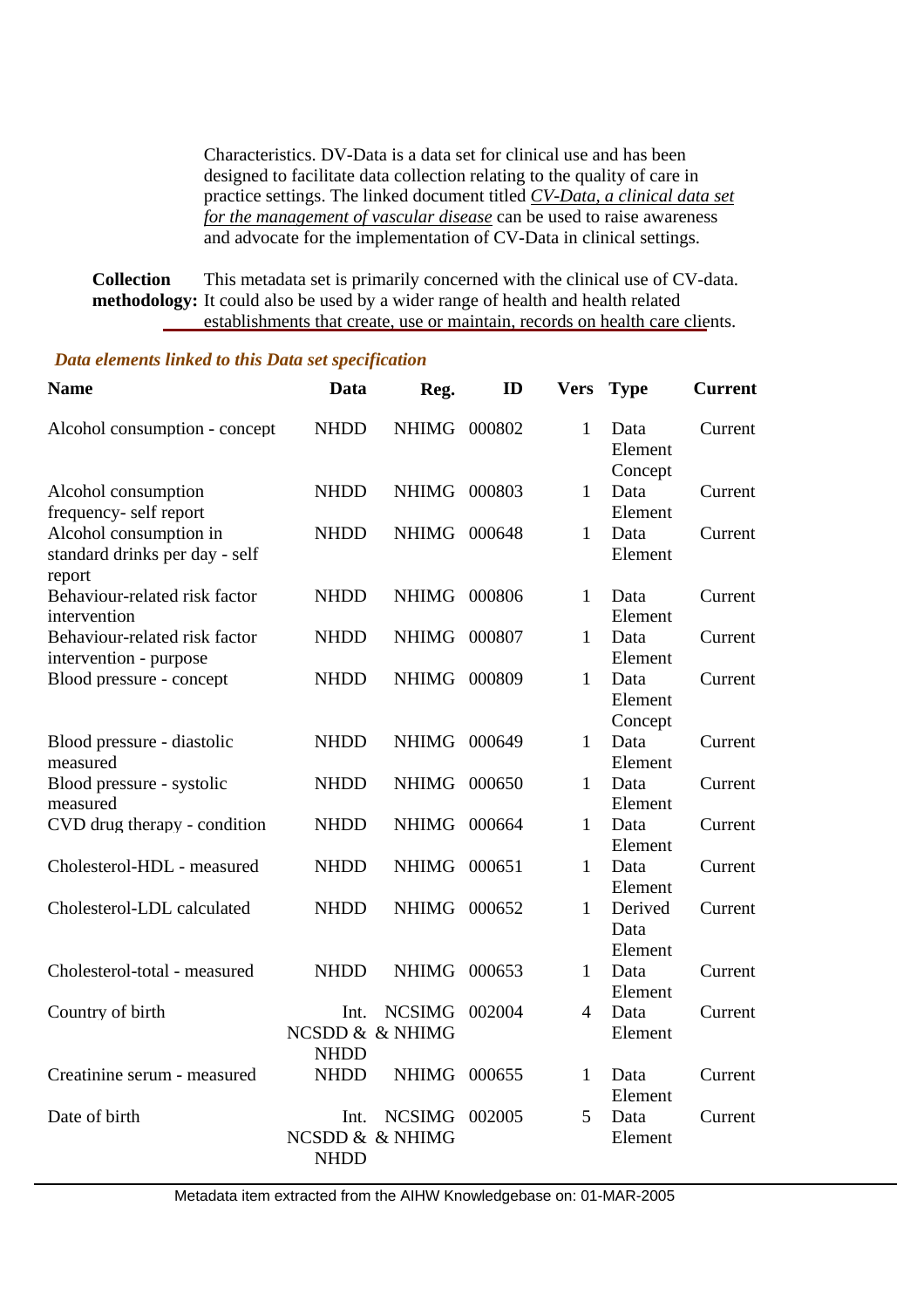Characteristics. DV-Data is a data set for clinical use and has been designed to facilitate data collection relating to the quality of care in practice settings. The linked document titled *CV-Data, a clinical data set for the management of vascular disease* can be used to raise awareness and advocate for the implementation of CV-Data in clinical settings.

**Collection methodology:** This metadata set is primarily concerned with the clinical use of CV-data. It could also be used by a wider range of health and health related establishments that create, use or maintain, records on health care clients.

***Data elements linked to this Data set specification***

| Name | Data | Reg. | ID | Vers | Type | Current |
|---|---|---|---|---|---|---|
| Alcohol consumption - concept | NHDD | NHIMG | 000802 | 1 | Data Element Concept | Current |
| Alcohol consumption frequency- self report | NHDD | NHIMG | 000803 | 1 | Data Element | Current |
| Alcohol consumption in standard drinks per day - self report | NHDD | NHIMG | 000648 | 1 | Data Element | Current |
| Behaviour-related risk factor intervention | NHDD | NHIMG | 000806 | 1 | Data Element | Current |
| Behaviour-related risk factor intervention - purpose | NHDD | NHIMG | 000807 | 1 | Data Element | Current |
| Blood pressure - concept | NHDD | NHIMG | 000809 | 1 | Data Element Concept | Current |
| Blood pressure - diastolic measured | NHDD | NHIMG | 000649 | 1 | Data Element | Current |
| Blood pressure - systolic measured | NHDD | NHIMG | 000650 | 1 | Data Element | Current |
| CVD drug therapy - condition | NHDD | NHIMG | 000664 | 1 | Data Element | Current |
| Cholesterol-HDL - measured | NHDD | NHIMG | 000651 | 1 | Data Element | Current |
| Cholesterol-LDL calculated | NHDD | NHIMG | 000652 | 1 | Derived Data Element | Current |
| Cholesterol-total - measured | NHDD | NHIMG | 000653 | 1 | Data Element | Current |
| Country of birth | Int. NCSDD & NHDD | NCSIMG & NHIMG | 002004 | 4 | Data Element | Current |
| Creatinine serum - measured | NHDD | NHIMG | 000655 | 1 | Data Element | Current |
| Date of birth | Int. NCSDD & NHDD | NCSIMG & NHIMG | 002005 | 5 | Data Element | Current |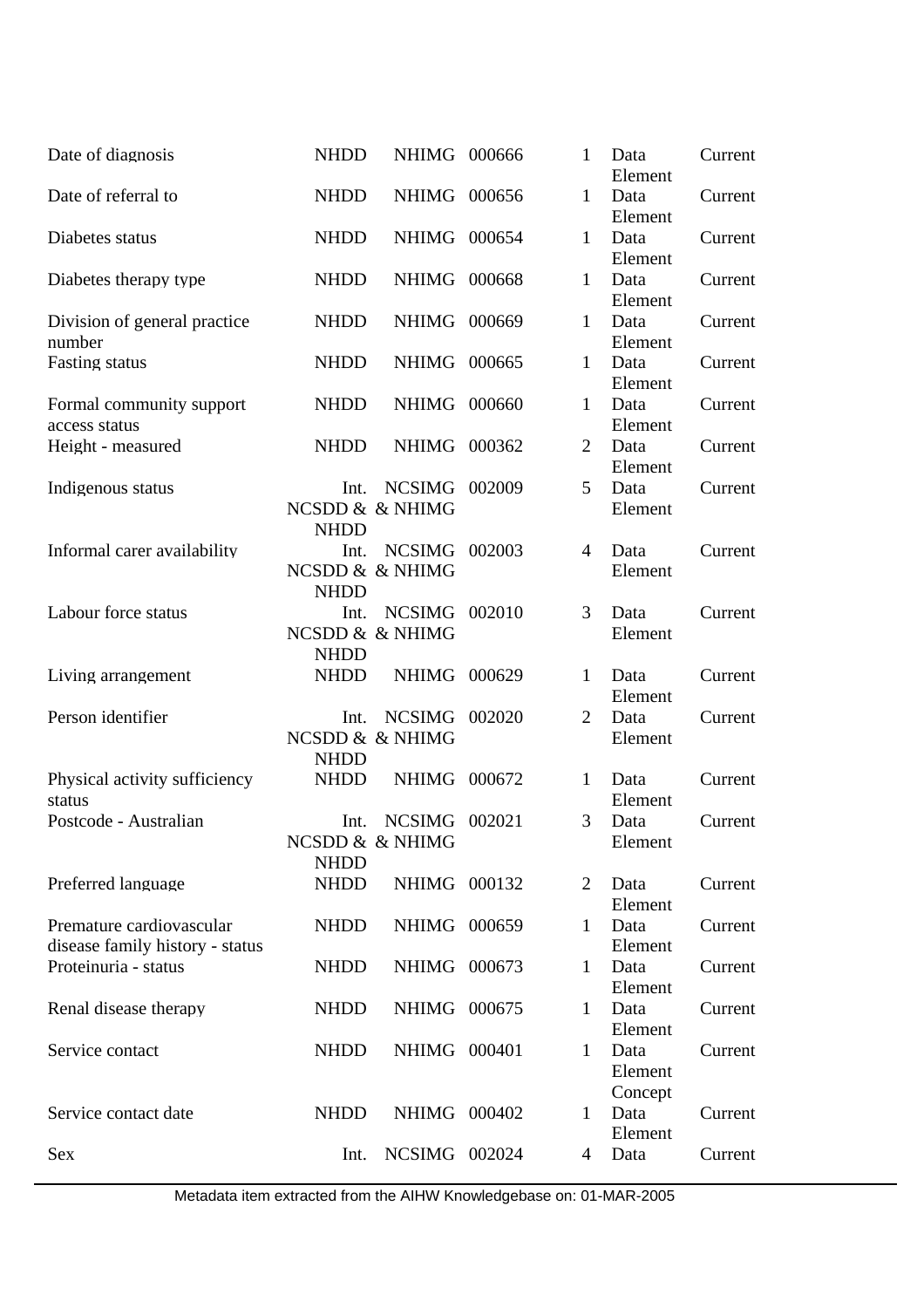| | | | | | | |
|---|---|---|---|---|---|---|
| Date of diagnosis | NHDD | NHIMG | 000666 | 1 | Data Element | Current |
| Date of referral to | NHDD | NHIMG | 000656 | 1 | Data Element | Current |
| Diabetes status | NHDD | NHIMG | 000654 | 1 | Data Element | Current |
| Diabetes therapy type | NHDD | NHIMG | 000668 | 1 | Data Element | Current |
| Division of general practice number | NHDD | NHIMG | 000669 | 1 | Data Element | Current |
| Fasting status | NHDD | NHIMG | 000665 | 1 | Data Element | Current |
| Formal community support access status | NHDD | NHIMG | 000660 | 1 | Data Element | Current |
| Height - measured | NHDD | NHIMG | 000362 | 2 | Data Element | Current |
| Indigenous status | Int. NCSDD & NHDD | NCSIMG & NHIMG | 002009 | 5 | Data Element | Current |
| Informal carer availability | Int. NCSDD & NHDD | NCSIMG & NHIMG | 002003 | 4 | Data Element | Current |
| Labour force status | Int. NCSDD & NHDD | NCSIMG & NHIMG | 002010 | 3 | Data Element | Current |
| Living arrangement | NHDD | NHIMG | 000629 | 1 | Data Element | Current |
| Person identifier | Int. NCSDD & NHDD | NCSIMG & NHIMG | 002020 | 2 | Data Element | Current |
| Physical activity sufficiency status | NHDD | NHIMG | 000672 | 1 | Data Element | Current |
| Postcode - Australian | Int. NCSDD & NHDD | NCSIMG & NHIMG | 002021 | 3 | Data Element | Current |
| Preferred language | NHDD | NHIMG | 000132 | 2 | Data Element | Current |
| Premature cardiovascular disease family history - status | NHDD | NHIMG | 000659 | 1 | Data Element | Current |
| Proteinuria - status | NHDD | NHIMG | 000673 | 1 | Data Element | Current |
| Renal disease therapy | NHDD | NHIMG | 000675 | 1 | Data Element | Current |
| Service contact | NHDD | NHIMG | 000401 | 1 | Data Element Concept | Current |
| Service contact date | NHDD | NHIMG | 000402 | 1 | Data Element | Current |
| Sex | Int. | NCSIMG | 002024 | 4 | Data | Current |

Metadata item extracted from the AIHW Knowledgebase on: 01-MAR-2005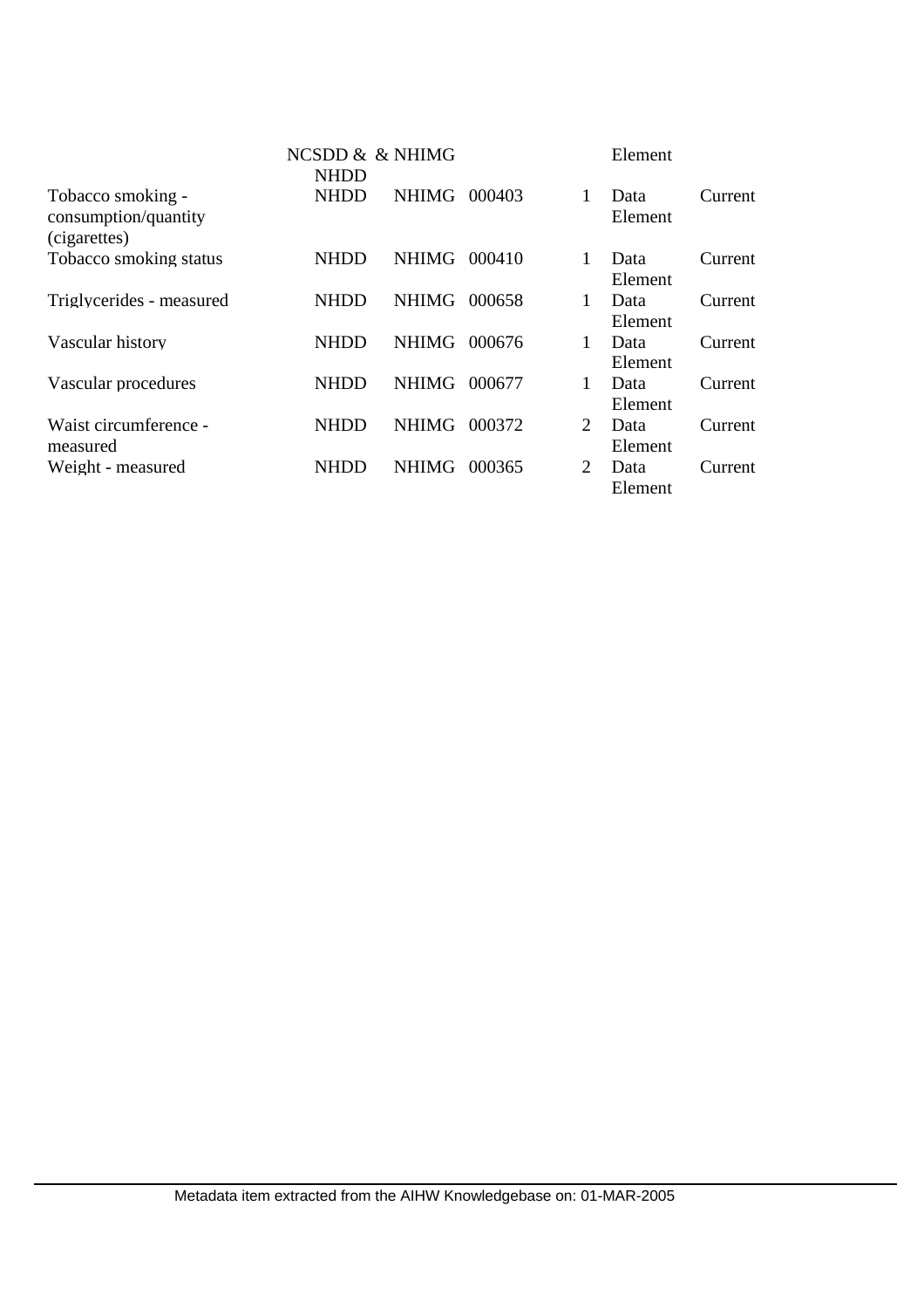| | | | | | | |
|---|---|---|---|---|---|---|
| | NCSDD & NHDD | & NHIMG | | | Element | |
| Tobacco smoking - consumption/quantity (cigarettes) | NHDD | NHIMG | 000403 | 1 | Data Element | Current |
| Tobacco smoking status | NHDD | NHIMG | 000410 | 1 | Data Element | Current |
| Triglycerides - measured | NHDD | NHIMG | 000658 | 1 | Data Element | Current |
| Vascular history | NHDD | NHIMG | 000676 | 1 | Data Element | Current |
| Vascular procedures | NHDD | NHIMG | 000677 | 1 | Data Element | Current |
| Waist circumference - measured | NHDD | NHIMG | 000372 | 2 | Data Element | Current |
| Weight - measured | NHDD | NHIMG | 000365 | 2 | Data Element | Current |

Metadata item extracted from the AIHW Knowledgebase on: 01-MAR-2005